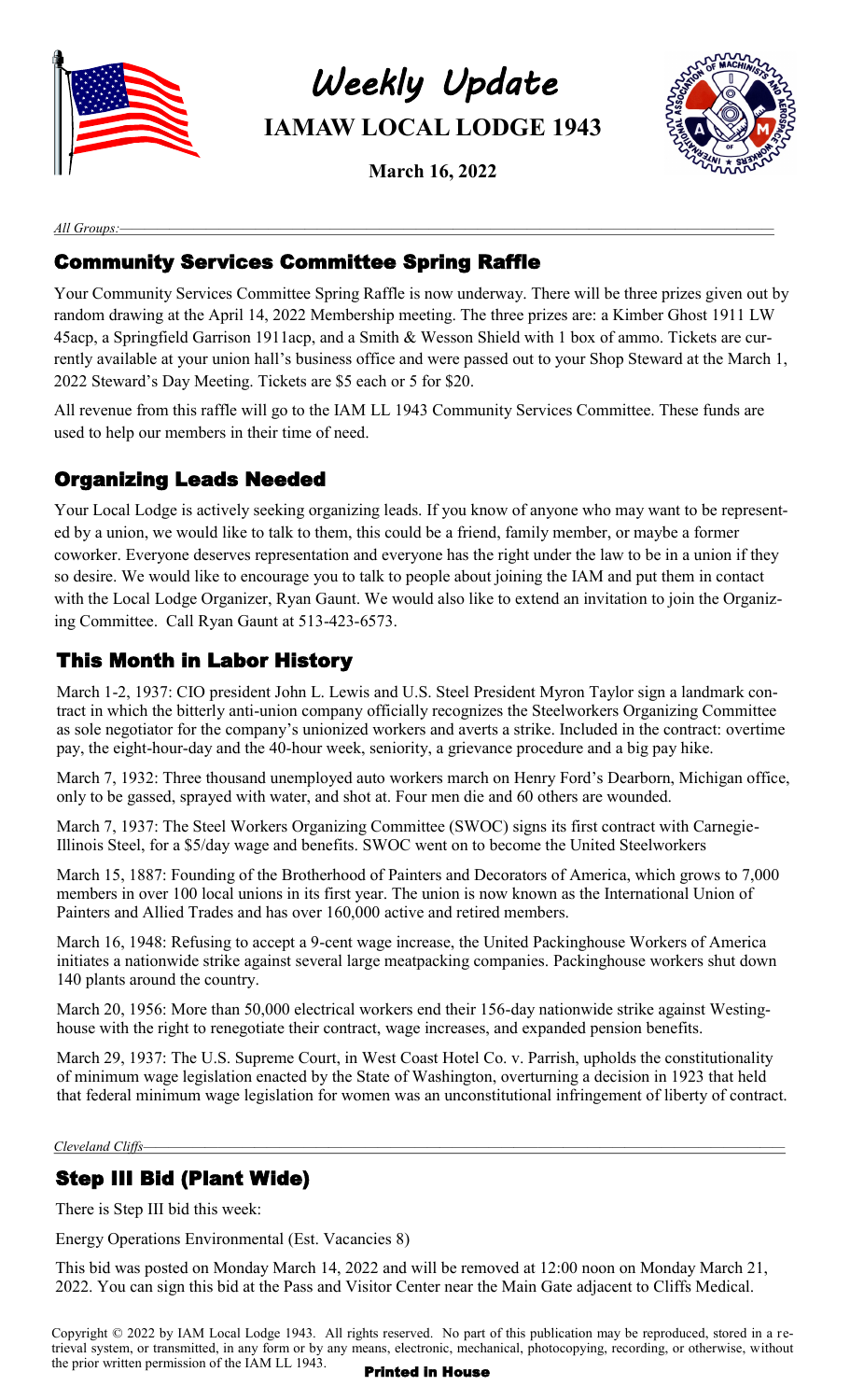# Weekly Update

## IAMAW LOCAL LODGE 1943

**March 16, 2022**

*All Groups:*

## Community Services Committee Spring Raffle

Your Community Services Committee Spring Raffle is now underway. There will be three prizes given out by random drawing at the April 14, 2022 Membership meeting. The three prizes are: a Kimber Ghost 1911 LW 45acp, a Springfield Garrison 1911acp, and a Smith & Wesson Shield with 1 box of ammo. Tickets are currently available at your union hall's business office and were passed out to your Shop Steward at the March 1, 2022 Steward's Day Meeting. Tickets are $5 each or 5 for $20.

All revenue from this raffle will go to the IAM LL 1943 Community Services Committee. These funds are used to help our members in their time of need.

## Organizing Leads Needed

Your Local Lodge is actively seeking organizing leads. If you know of anyone who may want to be represented by a union, we would like to talk to them, this could be a friend, family member, or maybe a former coworker. Everyone deserves representation and everyone has the right under the law to be in a union if they so desire. We would like to encourage you to talk to people about joining the IAM and put them in contact with the Local Lodge Organizer, Ryan Gaunt. We would also like to extend an invitation to join the Organizing Committee. Call Ryan Gaunt at 513-423-6573.

## This Month in Labor History

March 1-2, 1937: CIO president John L. Lewis and U.S. Steel President Myron Taylor sign a landmark contract in which the bitterly anti-union company officially recognizes the Steelworkers Organizing Committee as sole negotiator for the company's unionized workers and averts a strike. Included in the contract: overtime pay, the eight-hour-day and the 40-hour week, seniority, a grievance procedure and a big pay hike.

March 7, 1932: Three thousand unemployed auto workers march on Henry Ford's Dearborn, Michigan office, only to be gassed, sprayed with water, and shot at. Four men die and 60 others are wounded.

March 7, 1937: The Steel Workers Organizing Committee (SWOC) signs its first contract with Carnegie-Illinois Steel, for a $5/day wage and benefits. SWOC went on to become the United Steelworkers

March 15, 1887: Founding of the Brotherhood of Painters and Decorators of America, which grows to 7,000 members in over 100 local unions in its first year. The union is now known as the International Union of Painters and Allied Trades and has over 160,000 active and retired members.

March 16, 1948: Refusing to accept a 9-cent wage increase, the United Packinghouse Workers of America initiates a nationwide strike against several large meatpacking companies. Packinghouse workers shut down 140 plants around the country.

March 20, 1956: More than 50,000 electrical workers end their 156-day nationwide strike against Westinghouse with the right to renegotiate their contract, wage increases, and expanded pension benefits.

March 29, 1937: The U.S. Supreme Court, in West Coast Hotel Co. v. Parrish, upholds the constitutionality of minimum wage legislation enacted by the State of Washington, overturning a decision in 1923 that held that federal minimum wage legislation for women was an unconstitutional infringement of liberty of contract.

*Cleveland Cliffs*

## Step III Bid (Plant Wide)

There is Step III bid this week:

Energy Operations Environmental (Est. Vacancies 8)

This bid was posted on Monday March 14, 2022 and will be removed at 12:00 noon on Monday March 21, 2022. You can sign this bid at the Pass and Visitor Center near the Main Gate adjacent to Cliffs Medical.

Copyright © 2022 by IAM Local Lodge 1943. All rights reserved. No part of this publication may be reproduced, stored in a retrieval system, or transmitted, in any form or by any means, electronic, mechanical, photocopying, recording, or otherwise, without the prior written permission of the IAM LL 1943.

**Printed in House**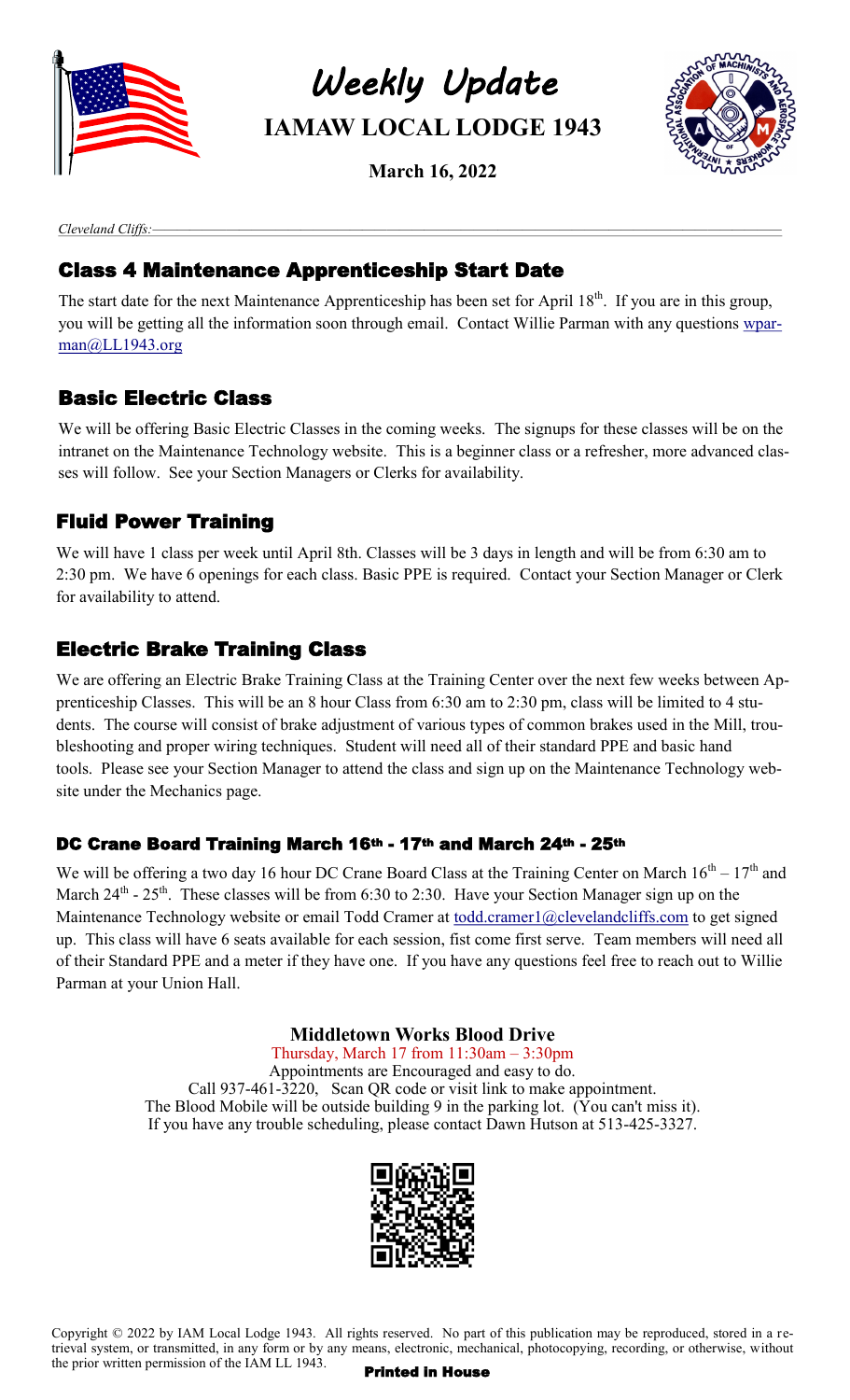# Weekly Update

## IAMAW LOCAL LODGE 1943

**March 16, 2022**

*Cleveland Cliffs:*

## Class 4 Maintenance Apprenticeship Start Date

The start date for the next Maintenance Apprenticeship has been set for April 18th. If you are in this group, you will be getting all the information soon through email. Contact Willie Parman with any questions wparman@LL1943.org

## Basic Electric Class

We will be offering Basic Electric Classes in the coming weeks. The signups for these classes will be on the intranet on the Maintenance Technology website. This is a beginner class or a refresher, more advanced classes will follow. See your Section Managers or Clerks for availability.

## Fluid Power Training

We will have 1 class per week until April 8th. Classes will be 3 days in length and will be from 6:30 am to 2:30 pm. We have 6 openings for each class. Basic PPE is required. Contact your Section Manager or Clerk for availability to attend.

## Electric Brake Training Class

We are offering an Electric Brake Training Class at the Training Center over the next few weeks between Apprenticeship Classes. This will be an 8 hour Class from 6:30 am to 2:30 pm, class will be limited to 4 students. The course will consist of brake adjustment of various types of common brakes used in the Mill, troubleshooting and proper wiring techniques. Student will need all of their standard PPE and basic hand tools. Please see your Section Manager to attend the class and sign up on the Maintenance Technology website under the Mechanics page.

### DC Crane Board Training March 16th - 17th and March 24th - 25th

We will be offering a two day 16 hour DC Crane Board Class at the Training Center on March 16th – 17th and March 24th - 25th. These classes will be from 6:30 to 2:30. Have your Section Manager sign up on the Maintenance Technology website or email Todd Cramer at todd.cramer1@clevelandcliffs.com to get signed up. This class will have 6 seats available for each session, fist come first serve. Team members will need all of their Standard PPE and a meter if they have one. If you have any questions feel free to reach out to Willie Parman at your Union Hall.

**Middletown Works Blood Drive**

Thursday, March 17 from 11:30am – 3:30pm

Appointments are Encouraged and easy to do.

Call 937-461-3220, Scan QR code or visit link to make appointment.

The Blood Mobile will be outside building 9 in the parking lot. (You can't miss it).

If you have any trouble scheduling, please contact Dawn Hutson at 513-425-3327.

Copyright © 2022 by IAM Local Lodge 1943. All rights reserved. No part of this publication may be reproduced, stored in a retrieval system, or transmitted, in any form or by any means, electronic, mechanical, photocopying, recording, or otherwise, without the prior written permission of the IAM LL 1943.

**Printed in House**